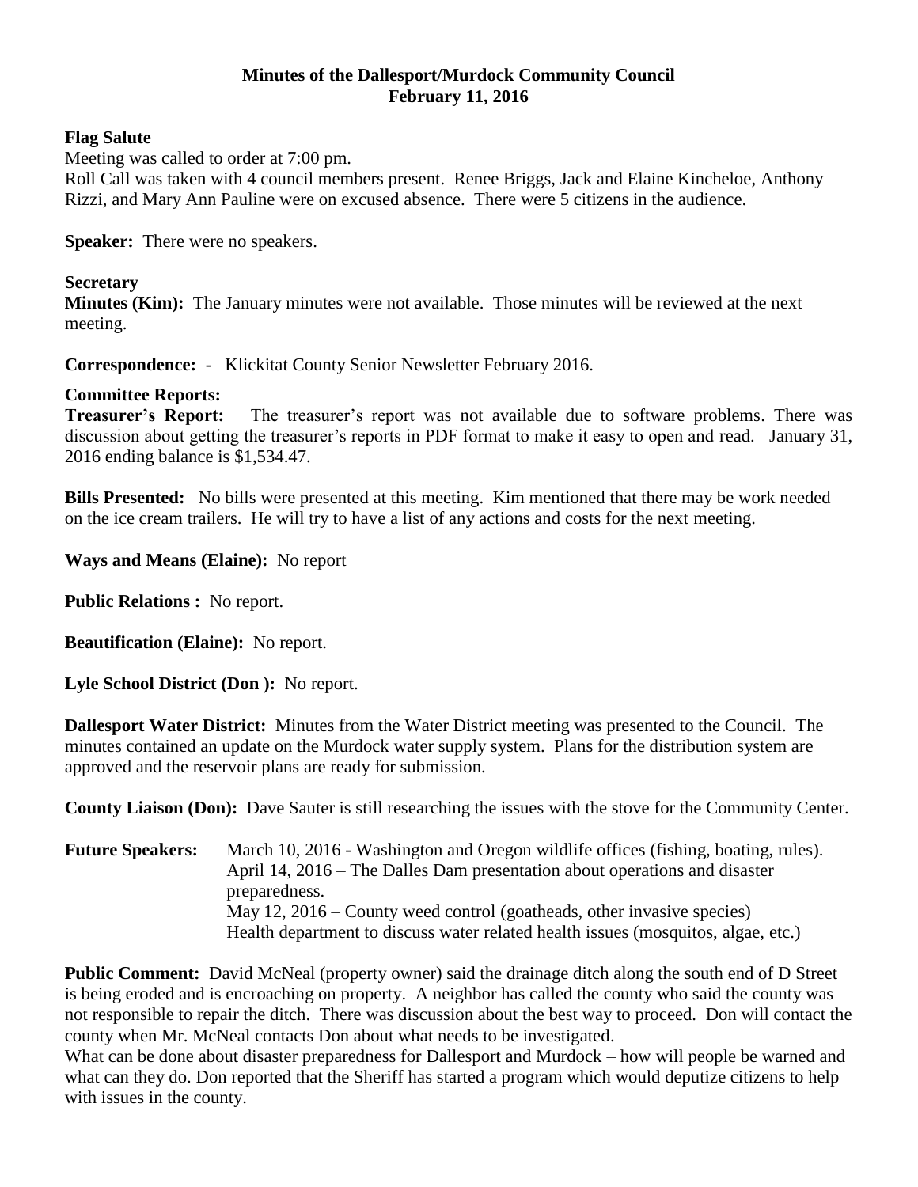# Minutes of the Dallesport/Murdock Community Council
## February 11, 2016

### Flag Salute

Meeting was called to order at 7:00 pm.

Roll Call was taken with 4 council members present. Renee Briggs, Jack and Elaine Kincheloe, Anthony Rizzi, and Mary Ann Pauline were on excused absence. There were 5 citizens in the audience.

**Speaker:** There were no speakers.

### Secretary

**Minutes (Kim):** The January minutes were not available. Those minutes will be reviewed at the next meeting.

**Correspondence:** - Klickitat County Senior Newsletter February 2016.

### Committee Reports:

**Treasurer's Report:** The treasurer's report was not available due to software problems. There was discussion about getting the treasurer's reports in PDF format to make it easy to open and read. January 31, 2016 ending balance is $1,534.47.

**Bills Presented:** No bills were presented at this meeting. Kim mentioned that there may be work needed on the ice cream trailers. He will try to have a list of any actions and costs for the next meeting.

**Ways and Means (Elaine):** No report

**Public Relations :** No report.

**Beautification (Elaine):** No report.

**Lyle School District (Don ):** No report.

**Dallesport Water District:** Minutes from the Water District meeting was presented to the Council. The minutes contained an update on the Murdock water supply system. Plans for the distribution system are approved and the reservoir plans are ready for submission.

**County Liaison (Don):** Dave Sauter is still researching the issues with the stove for the Community Center.

**Future Speakers:** March 10, 2016 - Washington and Oregon wildlife offices (fishing, boating, rules).
April 14, 2016 – The Dalles Dam presentation about operations and disaster preparedness.
May 12, 2016 – County weed control (goatheads, other invasive species)
Health department to discuss water related health issues (mosquitos, algae, etc.)

**Public Comment:** David McNeal (property owner) said the drainage ditch along the south end of D Street is being eroded and is encroaching on property. A neighbor has called the county who said the county was not responsible to repair the ditch. There was discussion about the best way to proceed. Don will contact the county when Mr. McNeal contacts Don about what needs to be investigated.

What can be done about disaster preparedness for Dallesport and Murdock – how will people be warned and what can they do. Don reported that the Sheriff has started a program which would deputize citizens to help with issues in the county.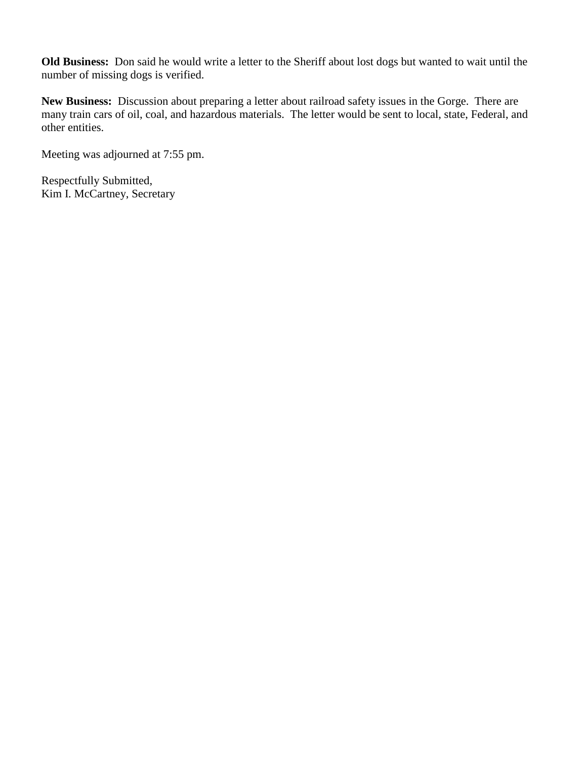**Old Business:** Don said he would write a letter to the Sheriff about lost dogs but wanted to wait until the number of missing dogs is verified.

**New Business:** Discussion about preparing a letter about railroad safety issues in the Gorge. There are many train cars of oil, coal, and hazardous materials. The letter would be sent to local, state, Federal, and other entities.

Meeting was adjourned at 7:55 pm.

Respectfully Submitted,
Kim I. McCartney, Secretary